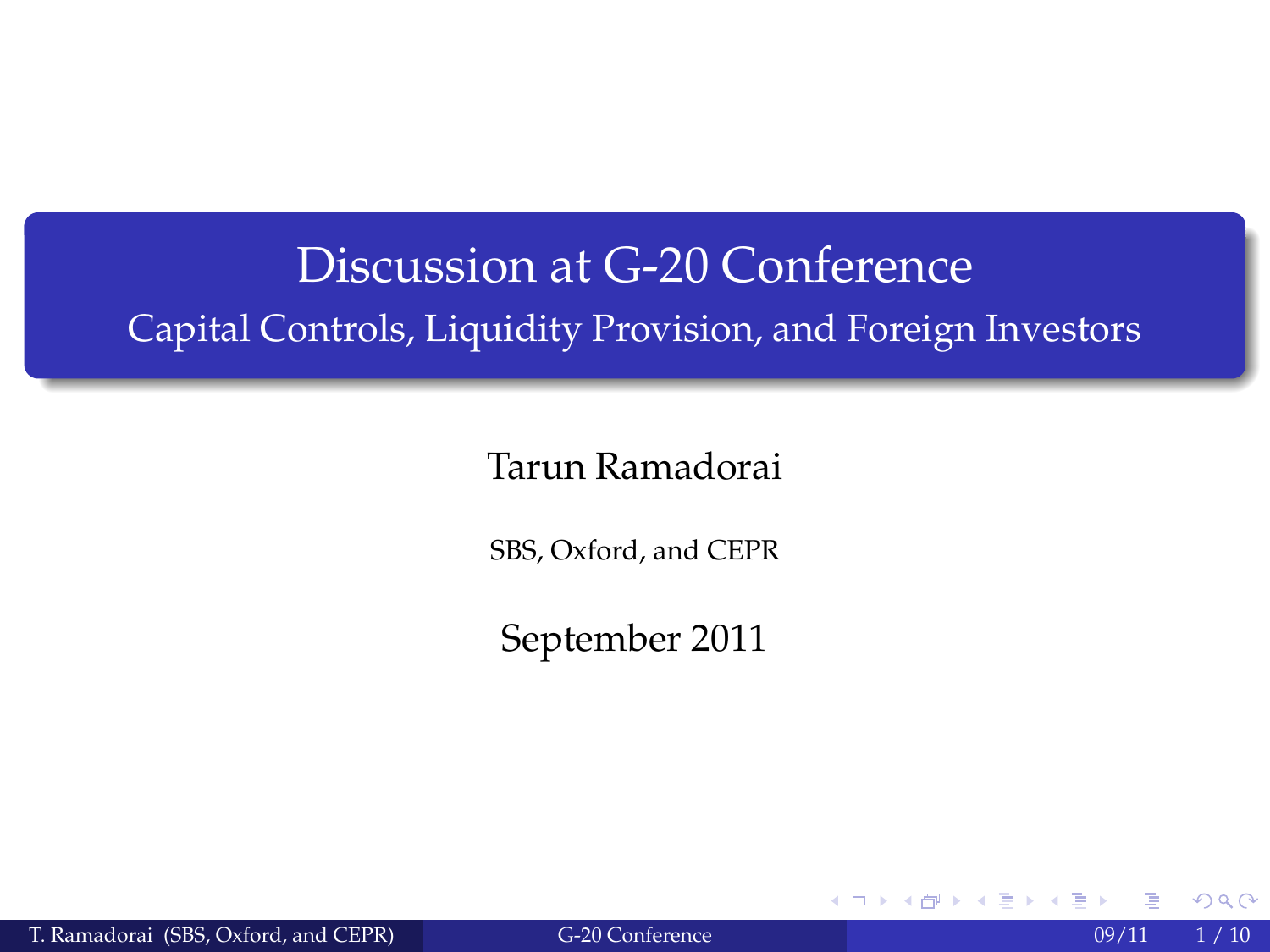# Discussion at G-20 Conference

## Capital Controls, Liquidity Provision, and Foreign Investors

Tarun Ramadorai

SBS, Oxford, and CEPR

September 2011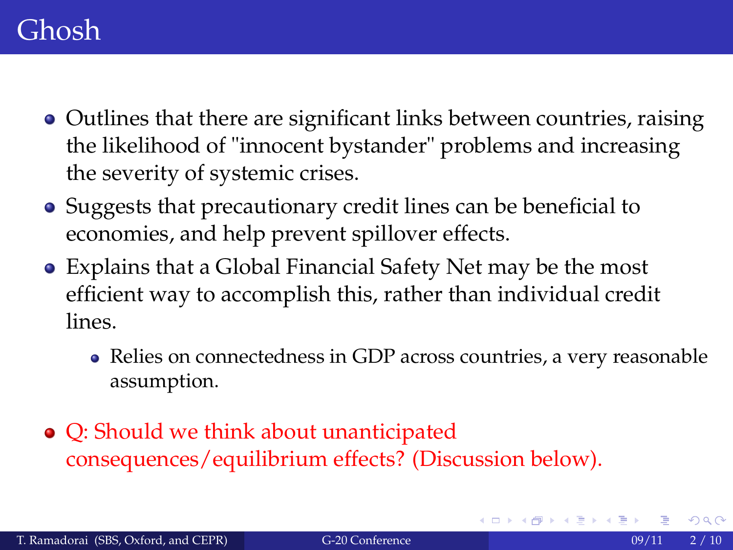# Ghosh

- Outlines that there are significant links between countries, raising the likelihood of "innocent bystander" problems and increasing the severity of systemic crises.
- Suggests that precautionary credit lines can be beneficial to economies, and help prevent spillover effects.
- Explains that a Global Financial Safety Net may be the most efficient way to accomplish this, rather than individual credit lines.
  - Relies on connectedness in GDP across countries, a very reasonable assumption.
- Q: Should we think about unanticipated consequences/equilibrium effects? (Discussion below).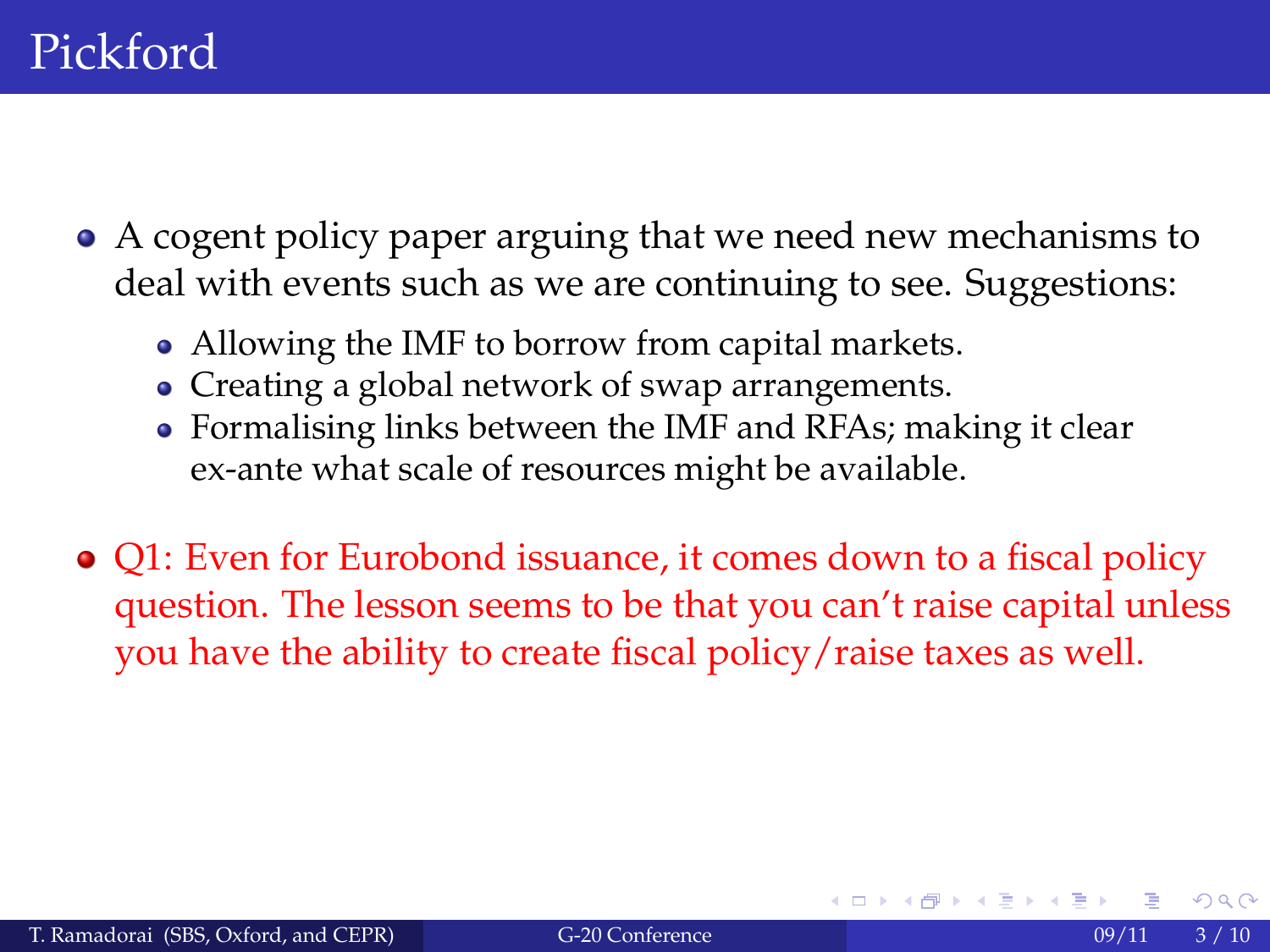# Pickford

- A cogent policy paper arguing that we need new mechanisms to deal with events such as we are continuing to see. Suggestions:
  - Allowing the IMF to borrow from capital markets.
  - Creating a global network of swap arrangements.
  - Formalising links between the IMF and RFAs; making it clear ex-ante what scale of resources might be available.
- Q1: Even for Eurobond issuance, it comes down to a fiscal policy question. The lesson seems to be that you can't raise capital unless you have the ability to create fiscal policy/raise taxes as well.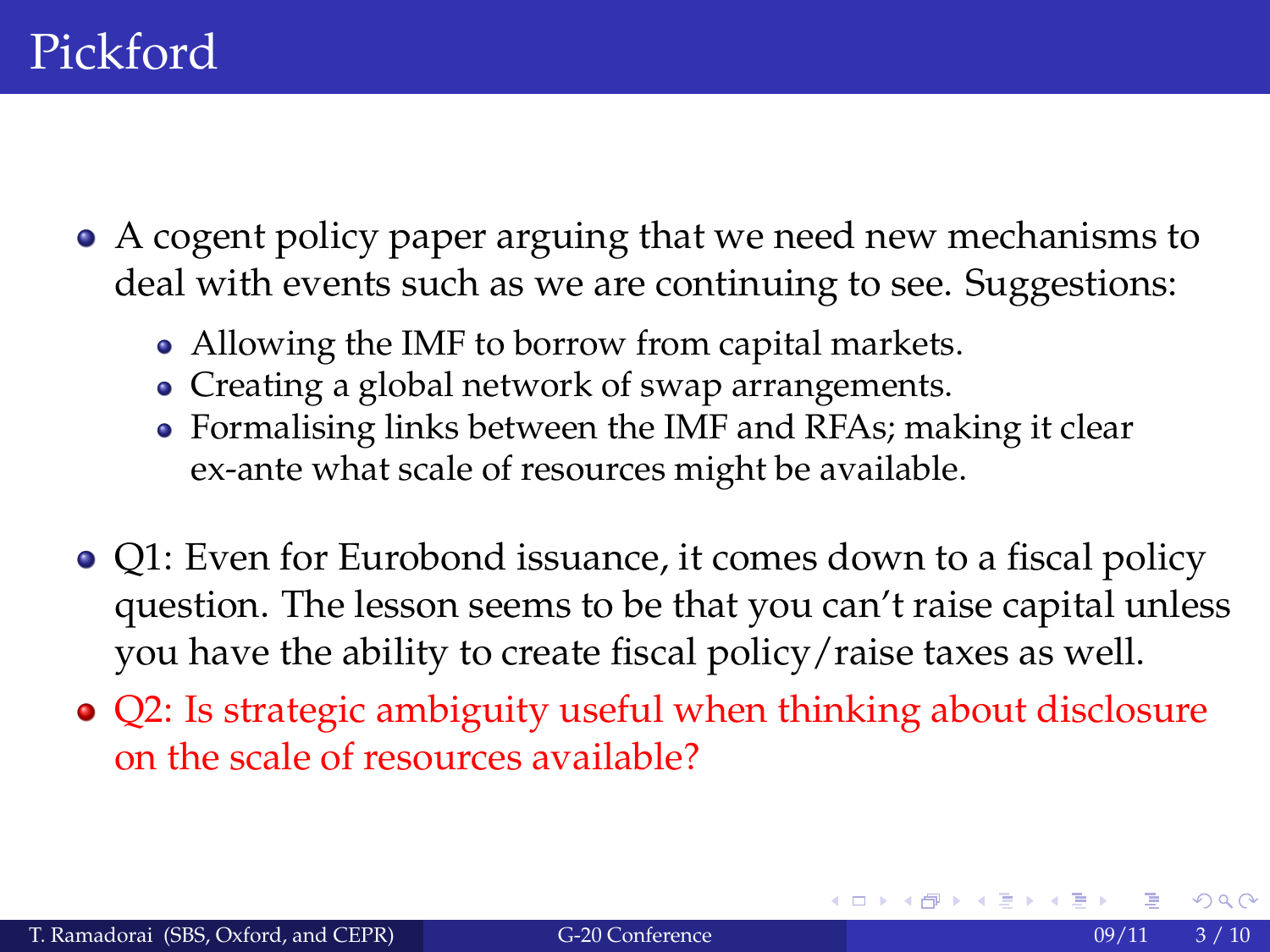# Pickford

- A cogent policy paper arguing that we need new mechanisms to deal with events such as we are continuing to see. Suggestions:
  - Allowing the IMF to borrow from capital markets.
  - Creating a global network of swap arrangements.
  - Formalising links between the IMF and RFAs; making it clear ex-ante what scale of resources might be available.
- Q1: Even for Eurobond issuance, it comes down to a fiscal policy question. The lesson seems to be that you can't raise capital unless you have the ability to create fiscal policy/raise taxes as well.
- Q2: Is strategic ambiguity useful when thinking about disclosure on the scale of resources available?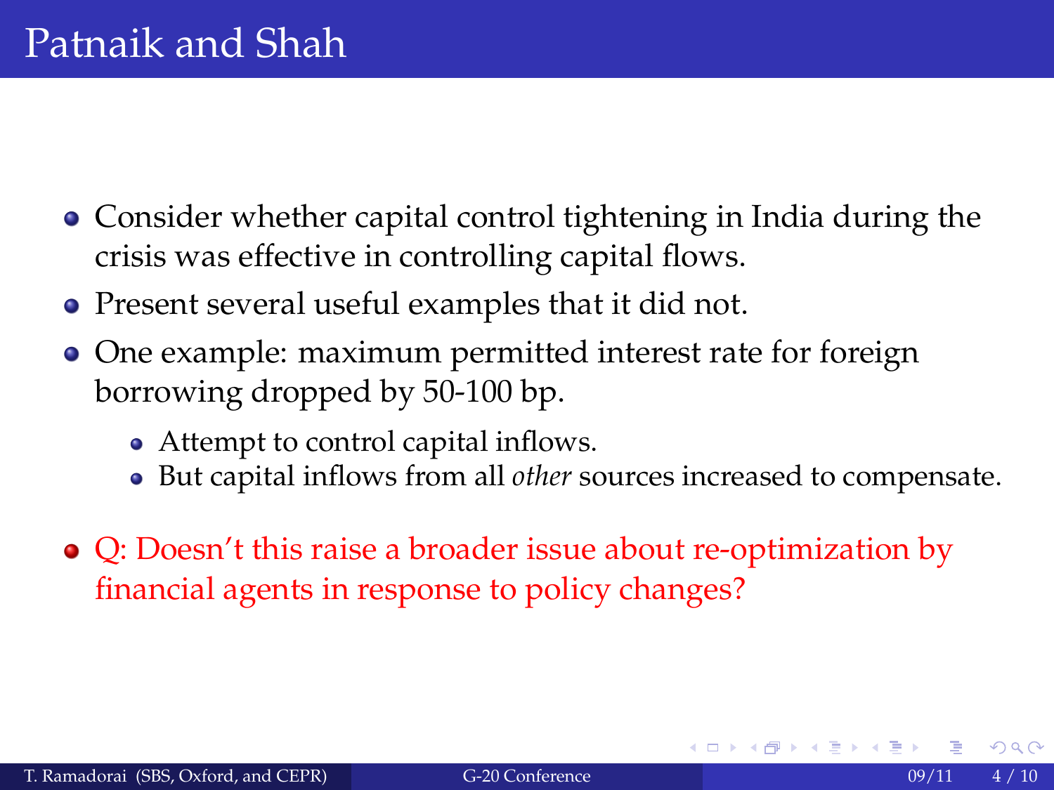# Patnaik and Shah

- Consider whether capital control tightening in India during the crisis was effective in controlling capital flows.
- Present several useful examples that it did not.
- One example: maximum permitted interest rate for foreign borrowing dropped by 50-100 bp.
  - Attempt to control capital inflows.
  - But capital inflows from all *other* sources increased to compensate.
- Q: Doesn't this raise a broader issue about re-optimization by financial agents in response to policy changes?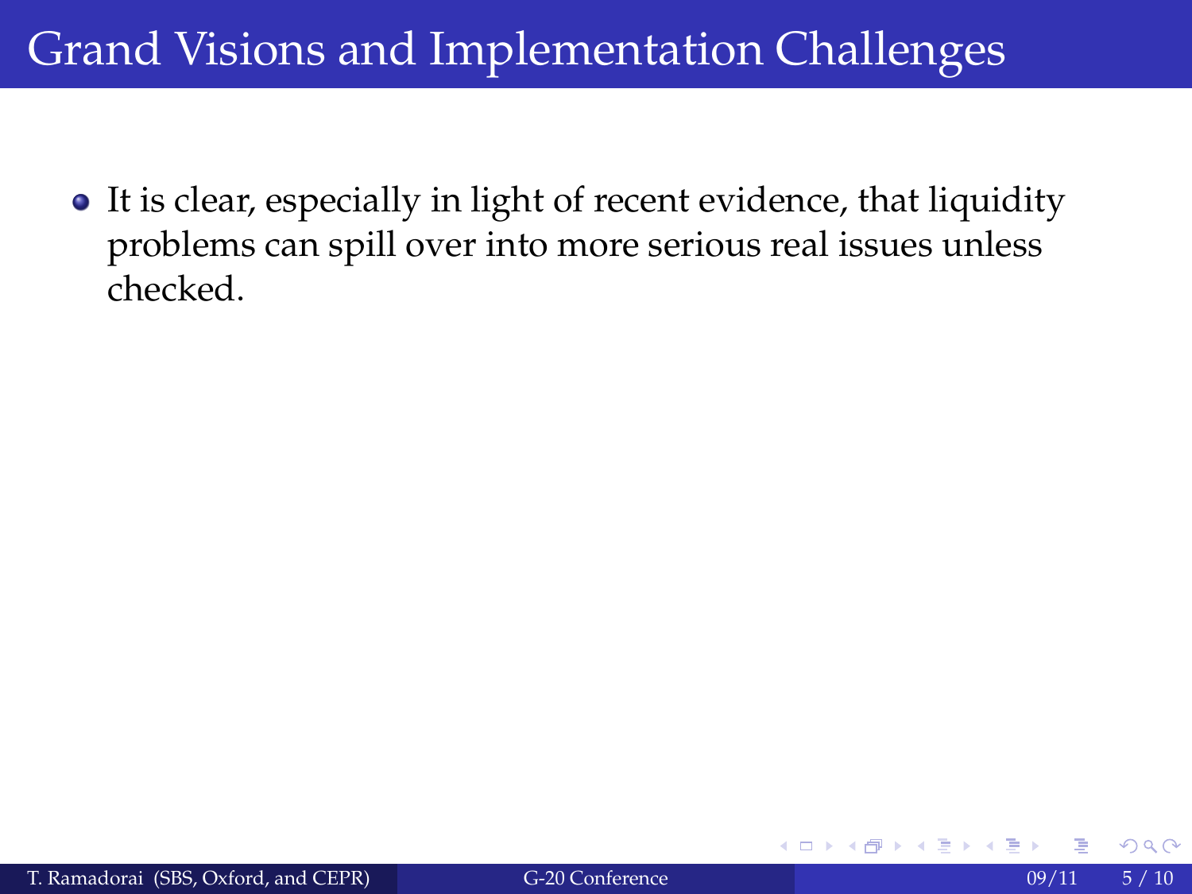# Grand Visions and Implementation Challenges

- It is clear, especially in light of recent evidence, that liquidity problems can spill over into more serious real issues unless checked.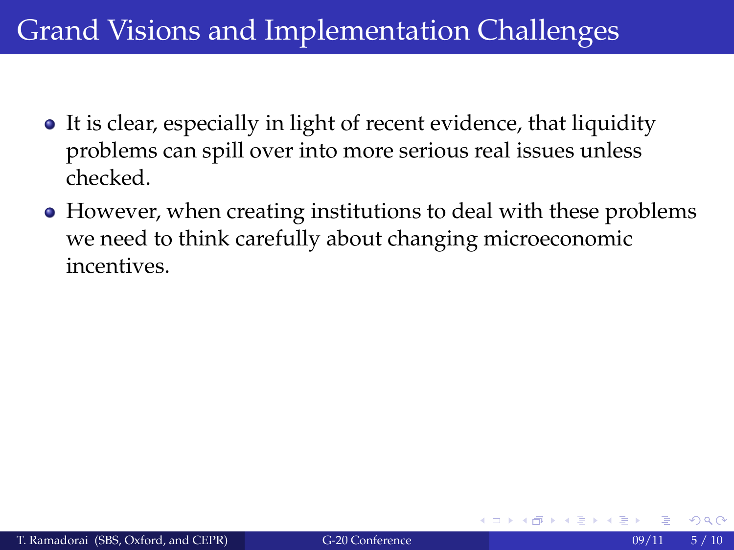# Grand Visions and Implementation Challenges

- It is clear, especially in light of recent evidence, that liquidity problems can spill over into more serious real issues unless checked.
- However, when creating institutions to deal with these problems we need to think carefully about changing microeconomic incentives.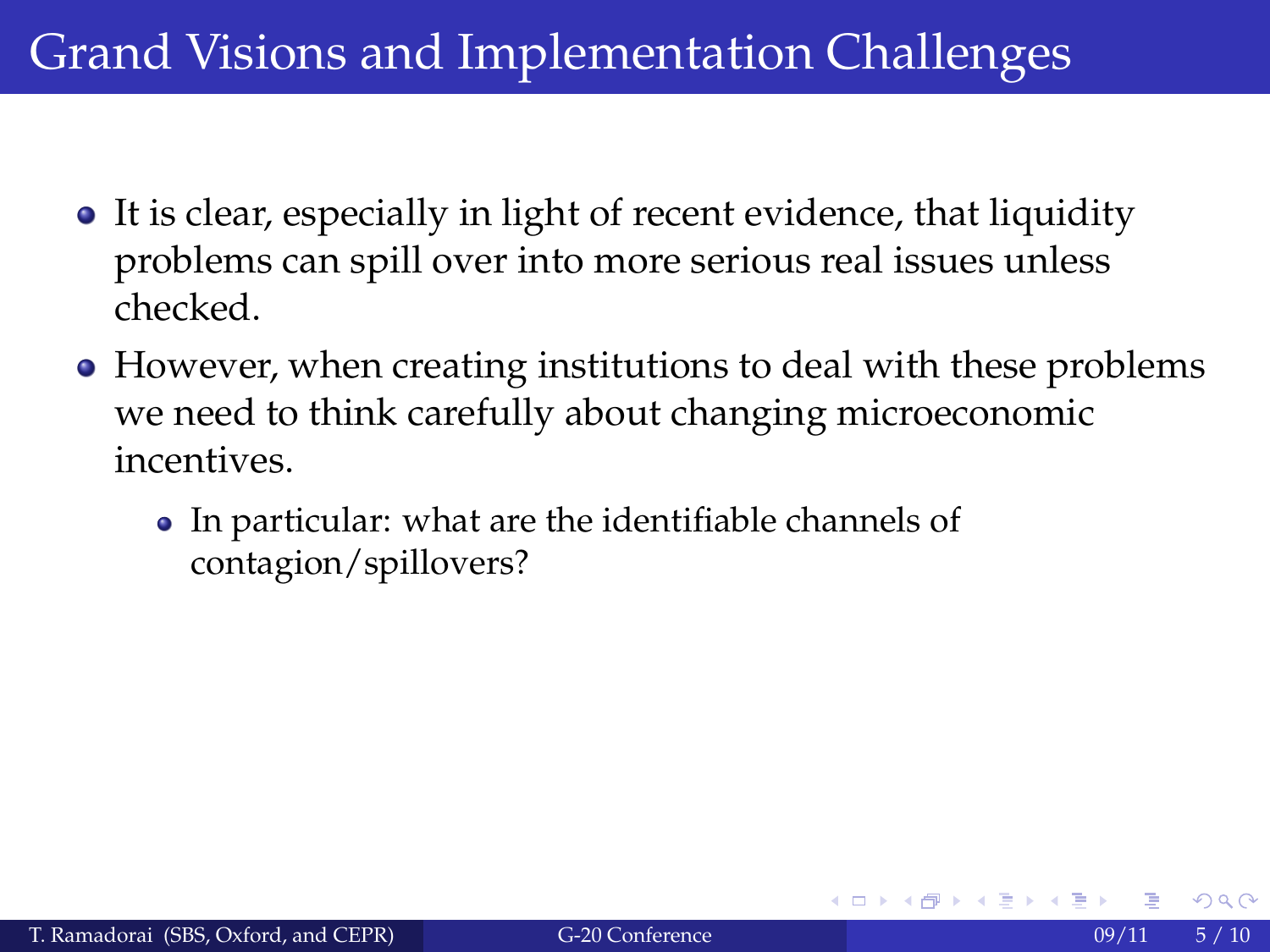# Grand Visions and Implementation Challenges

- It is clear, especially in light of recent evidence, that liquidity problems can spill over into more serious real issues unless checked.
- However, when creating institutions to deal with these problems we need to think carefully about changing microeconomic incentives.
  - In particular: what are the identifiable channels of contagion/spillovers?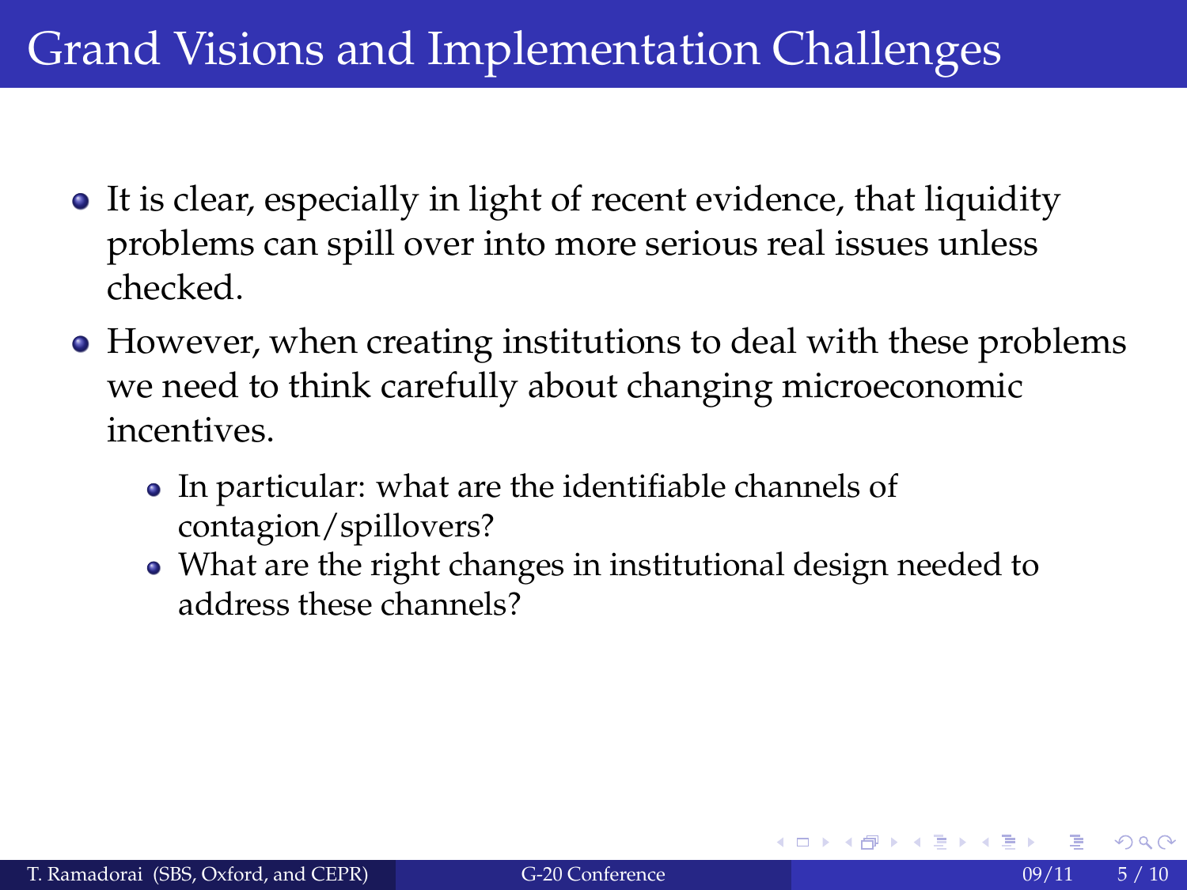# Grand Visions and Implementation Challenges

- It is clear, especially in light of recent evidence, that liquidity problems can spill over into more serious real issues unless checked.
- However, when creating institutions to deal with these problems we need to think carefully about changing microeconomic incentives.
  - In particular: what are the identifiable channels of contagion/spillovers?
  - What are the right changes in institutional design needed to address these channels?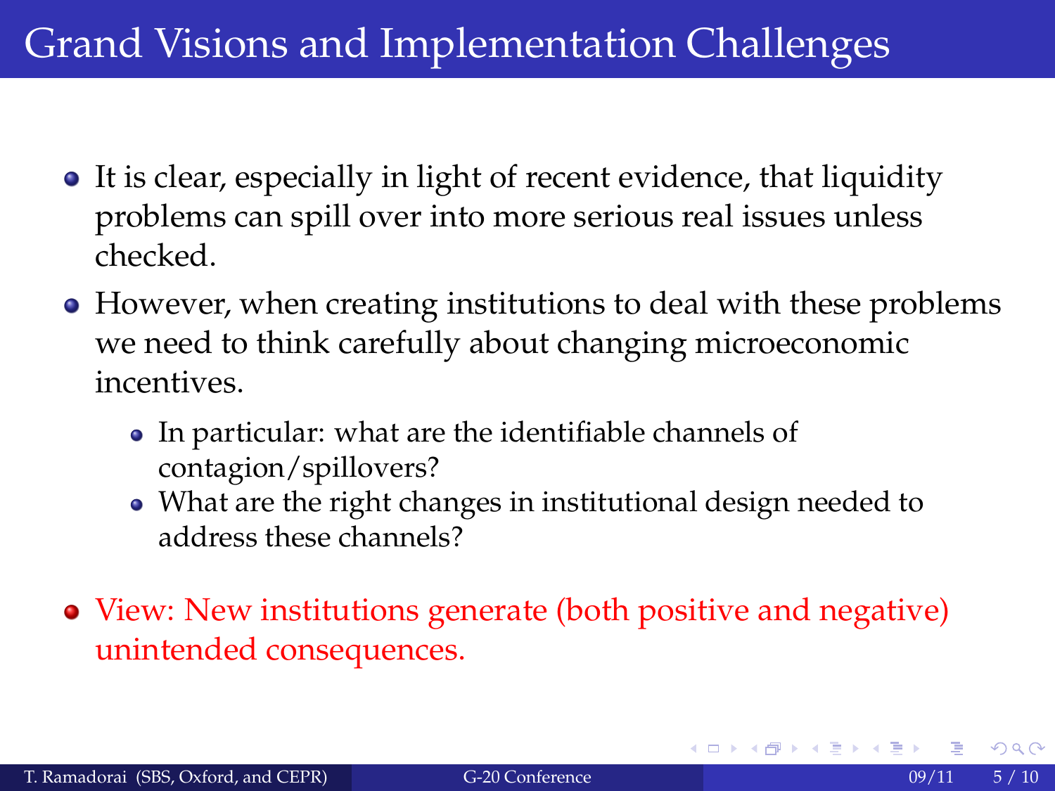# Grand Visions and Implementation Challenges

- It is clear, especially in light of recent evidence, that liquidity problems can spill over into more serious real issues unless checked.
- However, when creating institutions to deal with these problems we need to think carefully about changing microeconomic incentives.
  - In particular: what are the identifiable channels of contagion/spillovers?
  - What are the right changes in institutional design needed to address these channels?
- View: New institutions generate (both positive and negative) unintended consequences.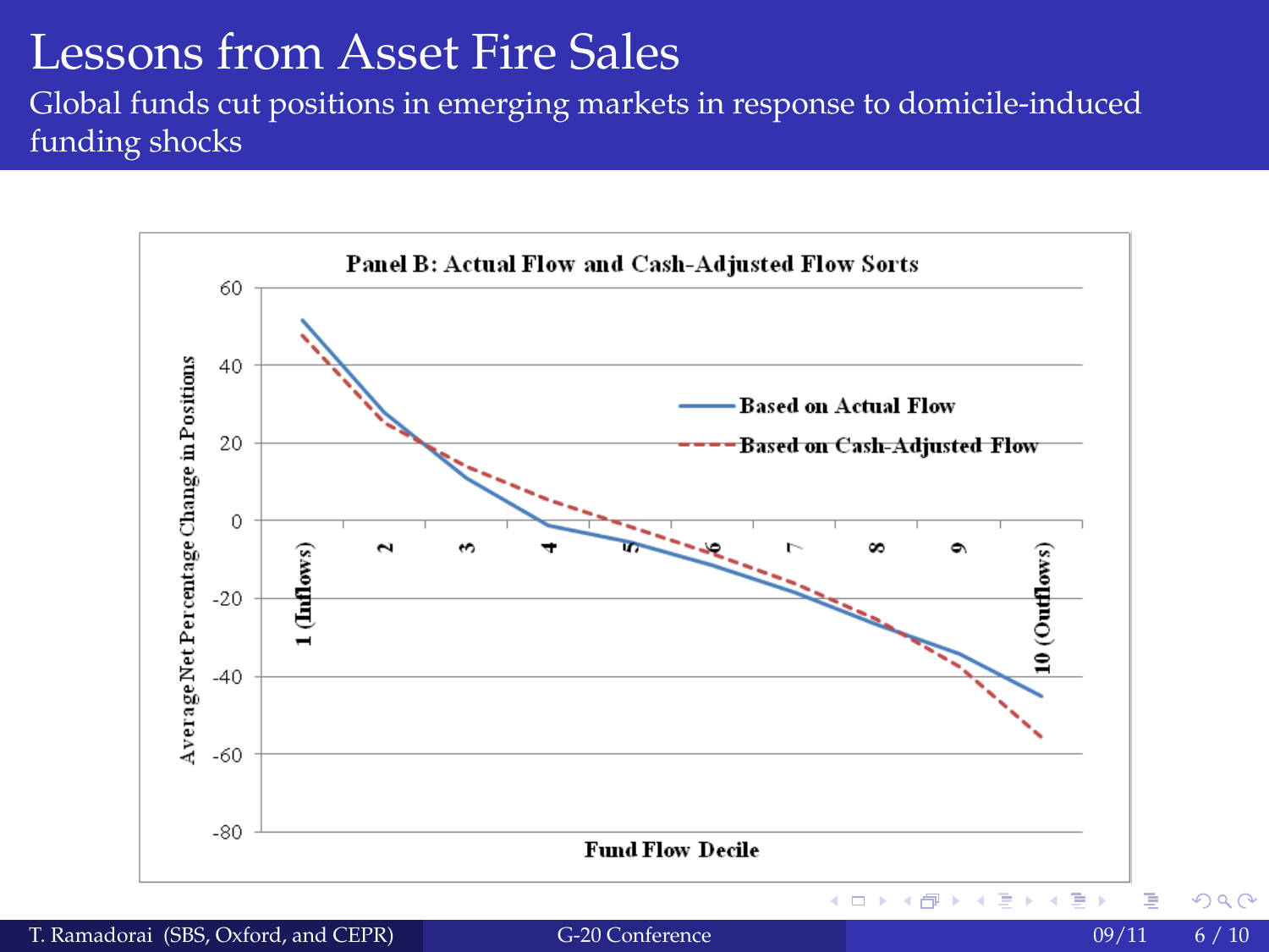# Lessons from Asset Fire Sales

Global funds cut positions in emerging markets in response to domicile-induced funding shocks

**Panel B: Actual Flow and Cash-Adjusted Flow Sorts**

Average Net Percentage Change in Positions

Fund Flow Decile

- Based on Actual Flow
- Based on Cash-Adjusted Flow

1 (Inflows) 2 3 4 5 6 7 8 9 10 (Outflows)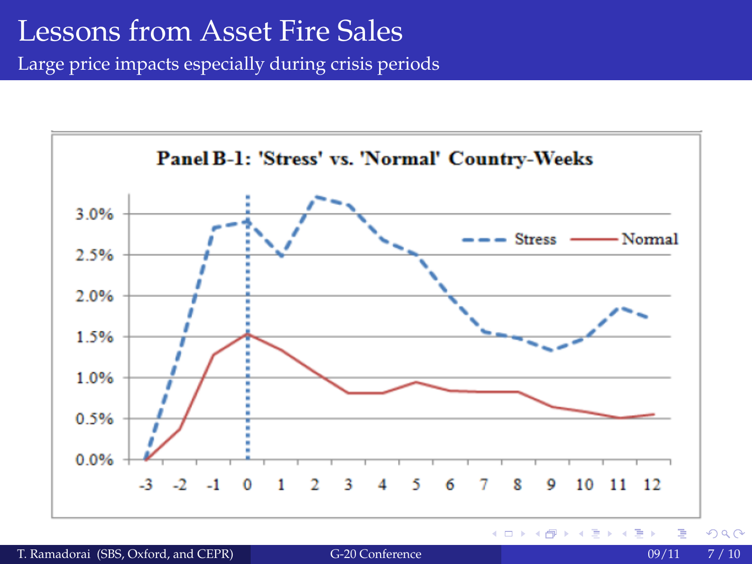# Lessons from Asset Fire Sales

## Large price impacts especially during crisis periods

**Panel B-1: 'Stress' vs. 'Normal' Country-Weeks**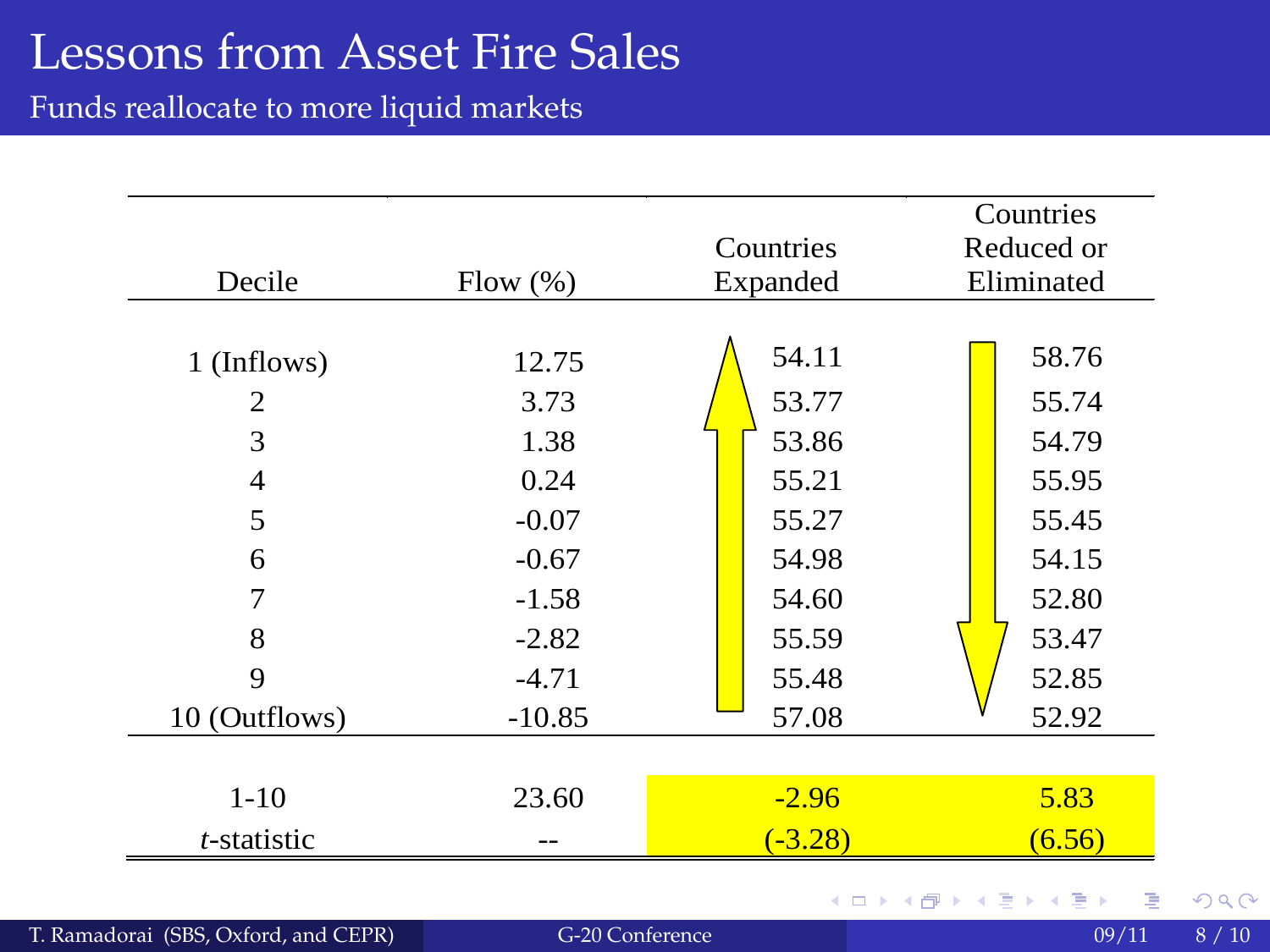# Lessons from Asset Fire Sales

## Funds reallocate to more liquid markets

| Decile | Flow (%) | Countries Expanded | Countries Reduced or Eliminated |
|---|---|---|---|
| 1 (Inflows) | 12.75 | 54.11 | 58.76 |
| 2 | 3.73 | 53.77 | 55.74 |
| 3 | 1.38 | 53.86 | 54.79 |
| 4 | 0.24 | 55.21 | 55.95 |
| 5 | -0.07 | 55.27 | 55.45 |
| 6 | -0.67 | 54.98 | 54.15 |
| 7 | -1.58 | 54.60 | 52.80 |
| 8 | -2.82 | 55.59 | 53.47 |
| 9 | -4.71 | 55.48 | 52.85 |
| 10 (Outflows) | -10.85 | 57.08 | 52.92 |
| 1-10 | 23.60 | -2.96 | 5.83 |
| *t*-statistic | -- | (-3.28) | (6.56) |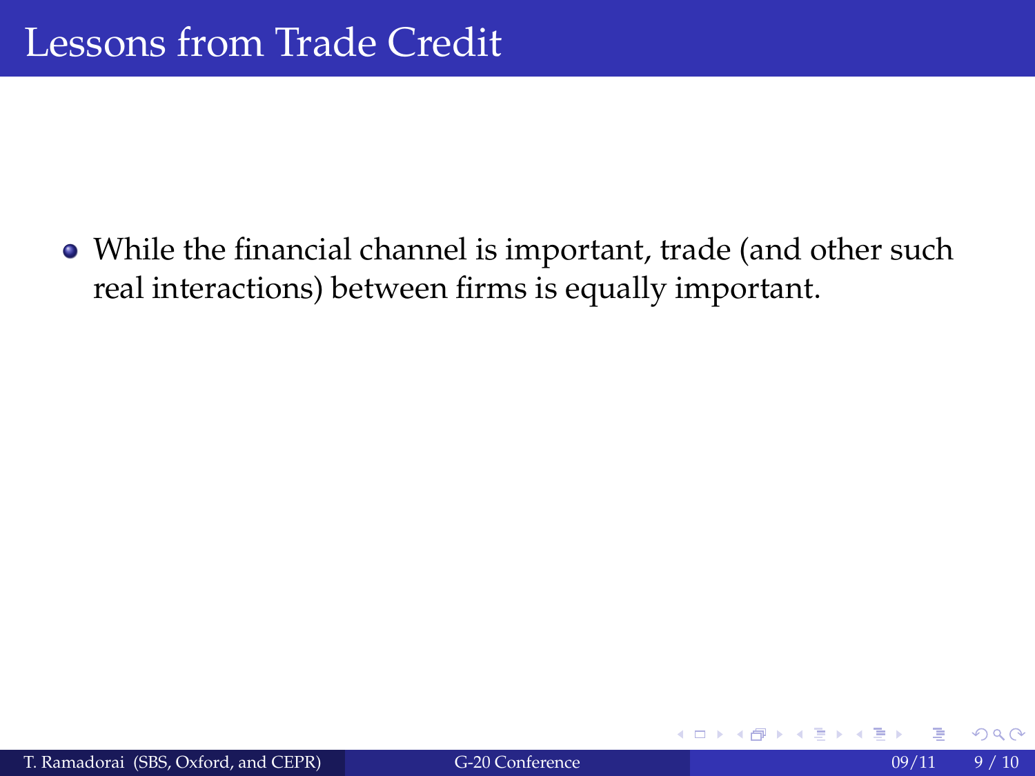# Lessons from Trade Credit

- While the financial channel is important, trade (and other such real interactions) between firms is equally important.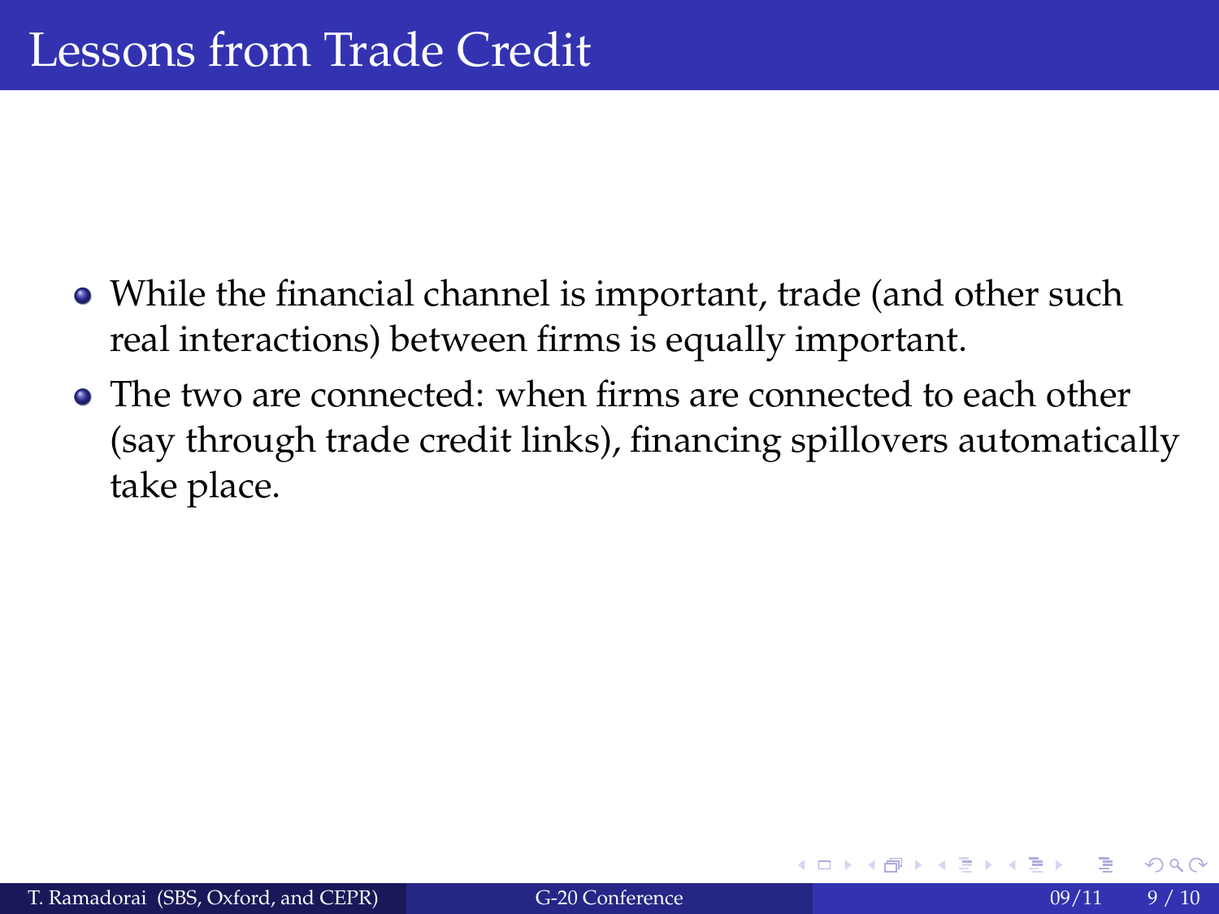# Lessons from Trade Credit

- While the financial channel is important, trade (and other such real interactions) between firms is equally important.
- The two are connected: when firms are connected to each other (say through trade credit links), financing spillovers automatically take place.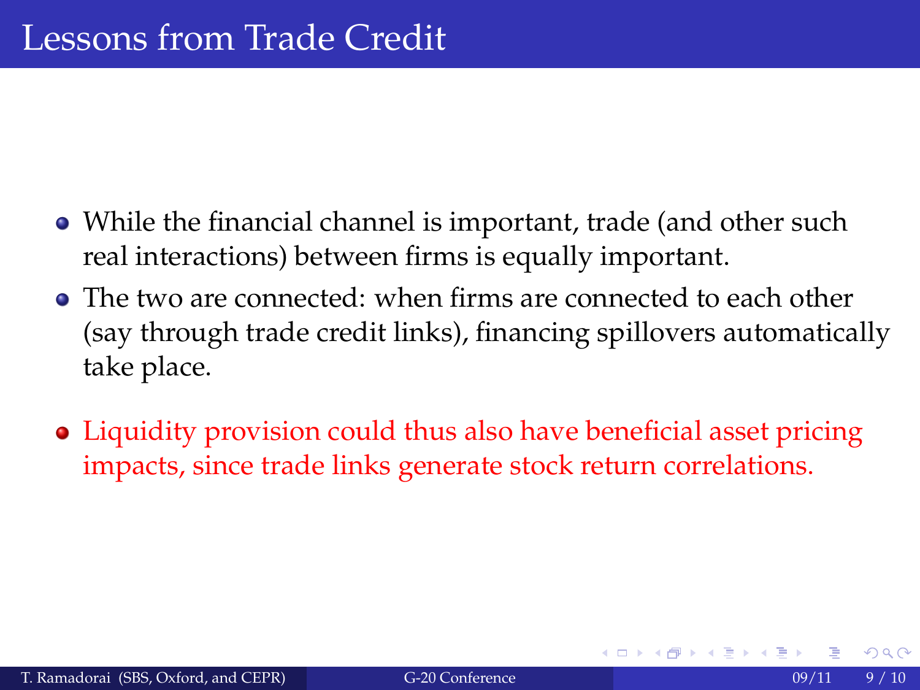# Lessons from Trade Credit

- While the financial channel is important, trade (and other such real interactions) between firms is equally important.
- The two are connected: when firms are connected to each other (say through trade credit links), financing spillovers automatically take place.
- Liquidity provision could thus also have beneficial asset pricing impacts, since trade links generate stock return correlations.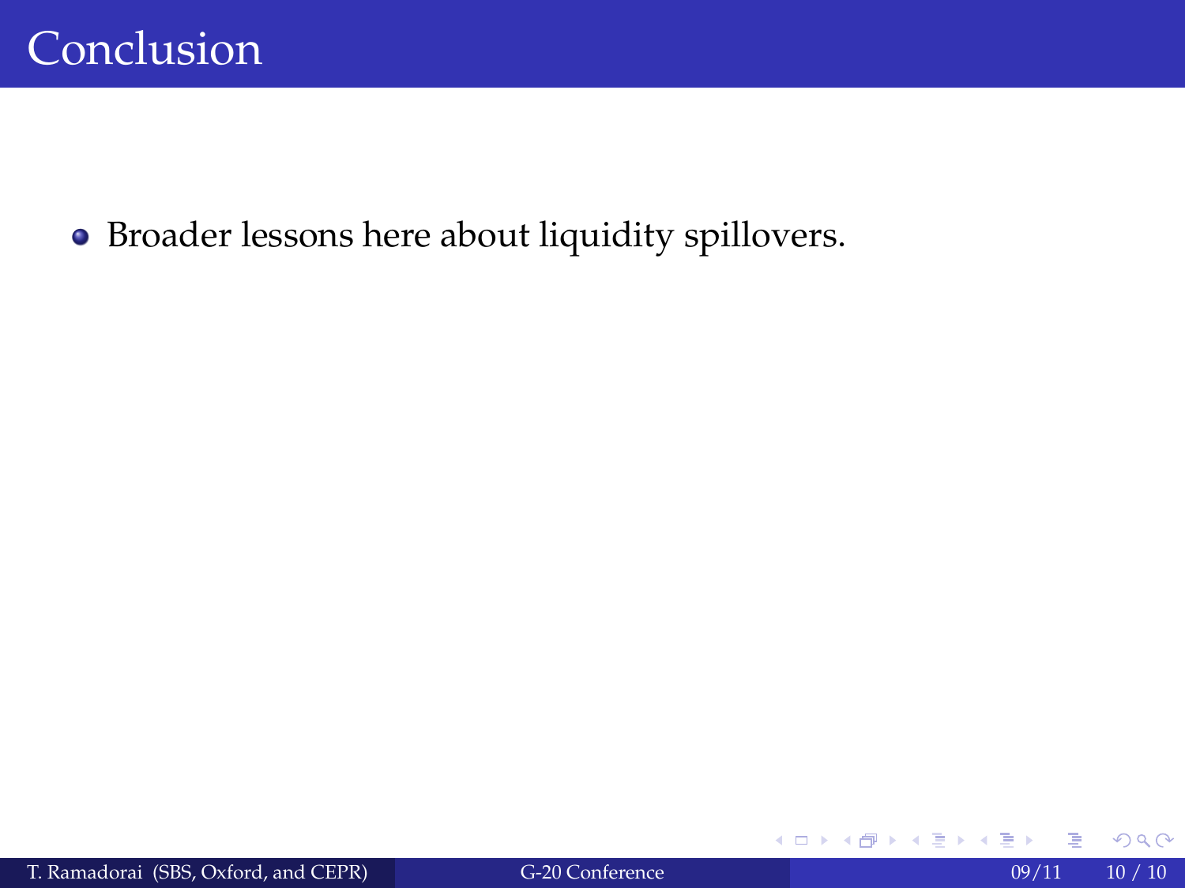# Conclusion

- Broader lessons here about liquidity spillovers.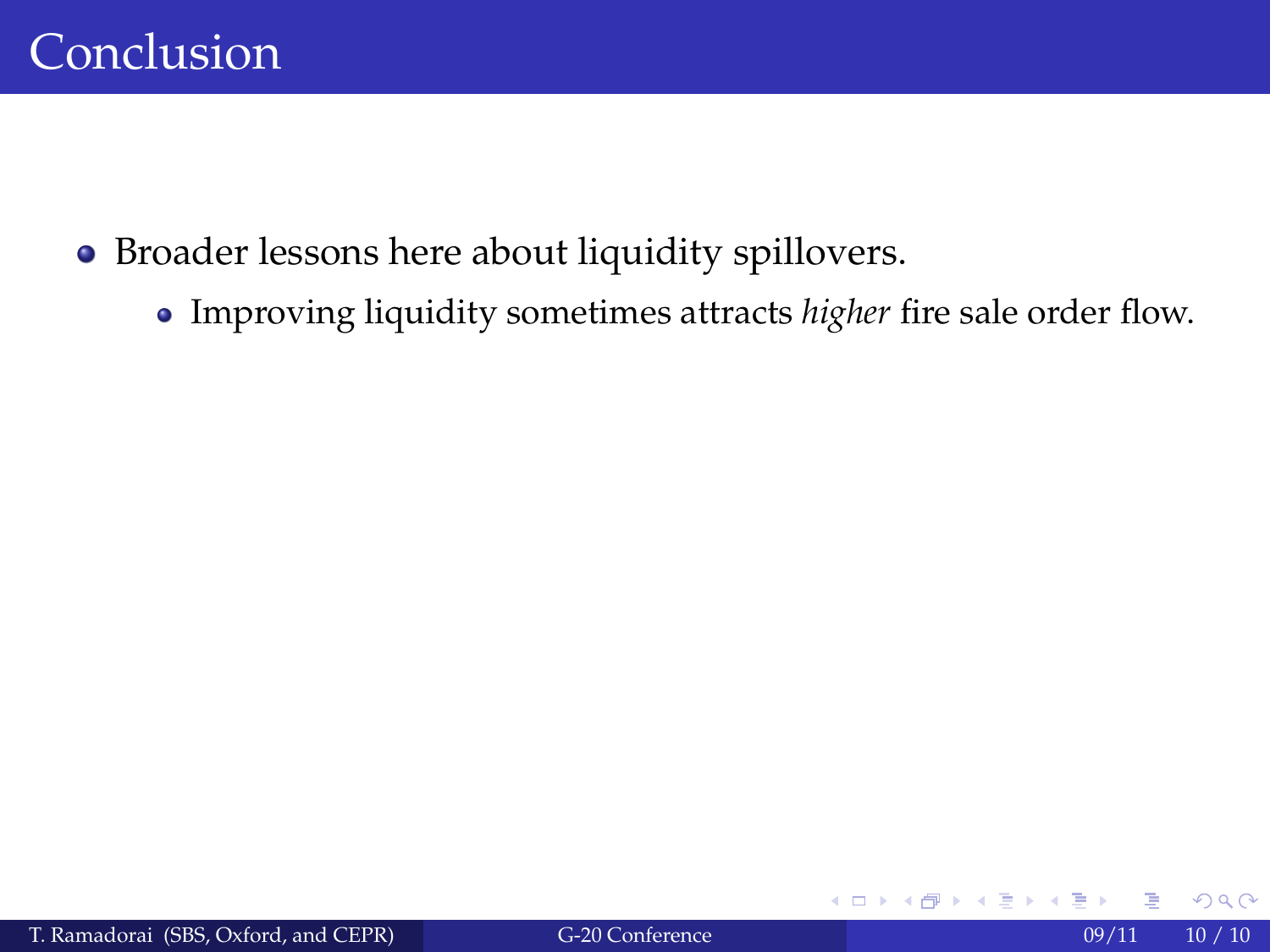# Conclusion

- Broader lessons here about liquidity spillovers.
  - Improving liquidity sometimes attracts *higher* fire sale order flow.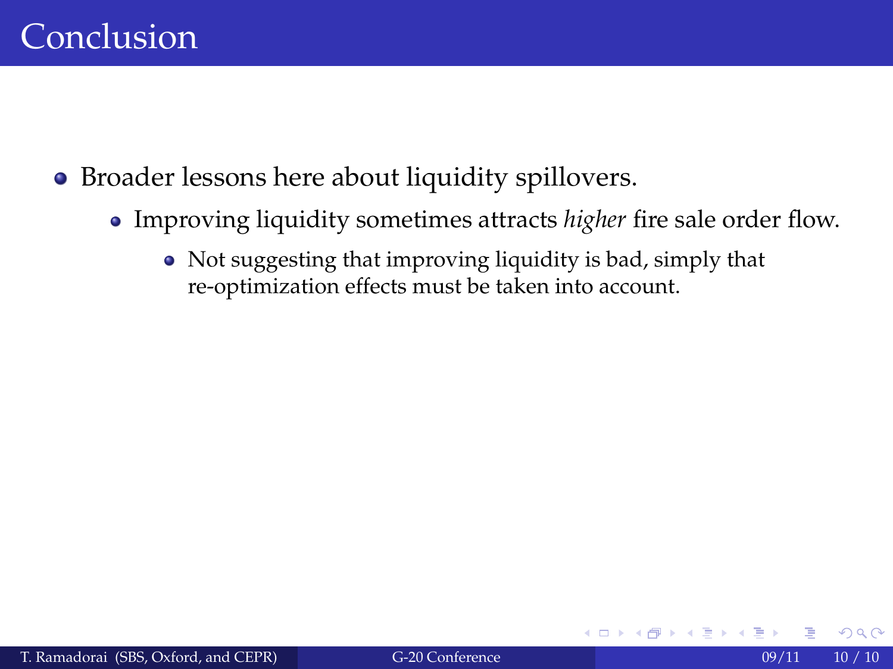# Conclusion

- Broader lessons here about liquidity spillovers.
  - Improving liquidity sometimes attracts *higher* fire sale order flow.
    - Not suggesting that improving liquidity is bad, simply that re-optimization effects must be taken into account.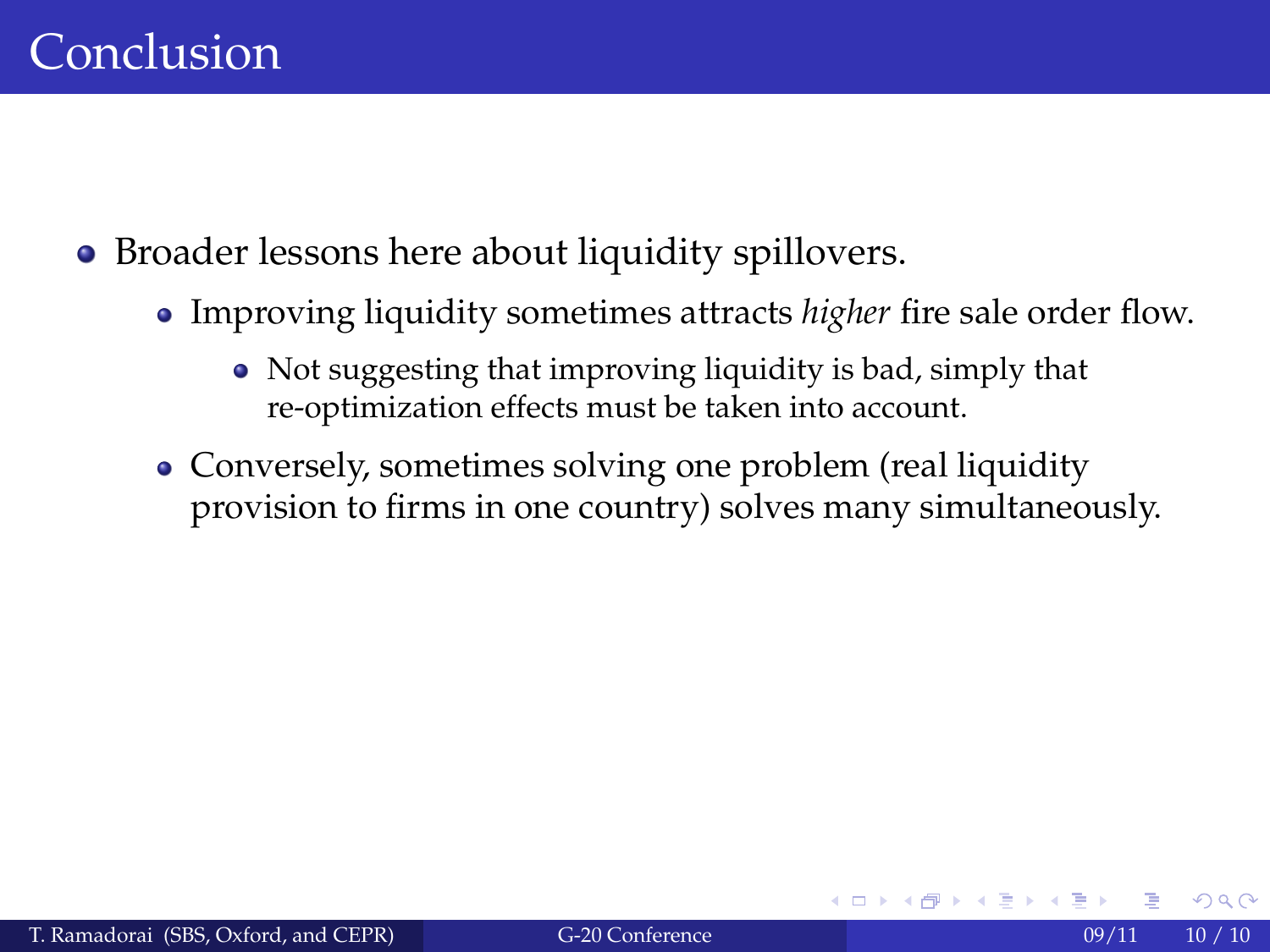# Conclusion

- Broader lessons here about liquidity spillovers.
  - Improving liquidity sometimes attracts *higher* fire sale order flow.
    - Not suggesting that improving liquidity is bad, simply that re-optimization effects must be taken into account.
  - Conversely, sometimes solving one problem (real liquidity provision to firms in one country) solves many simultaneously.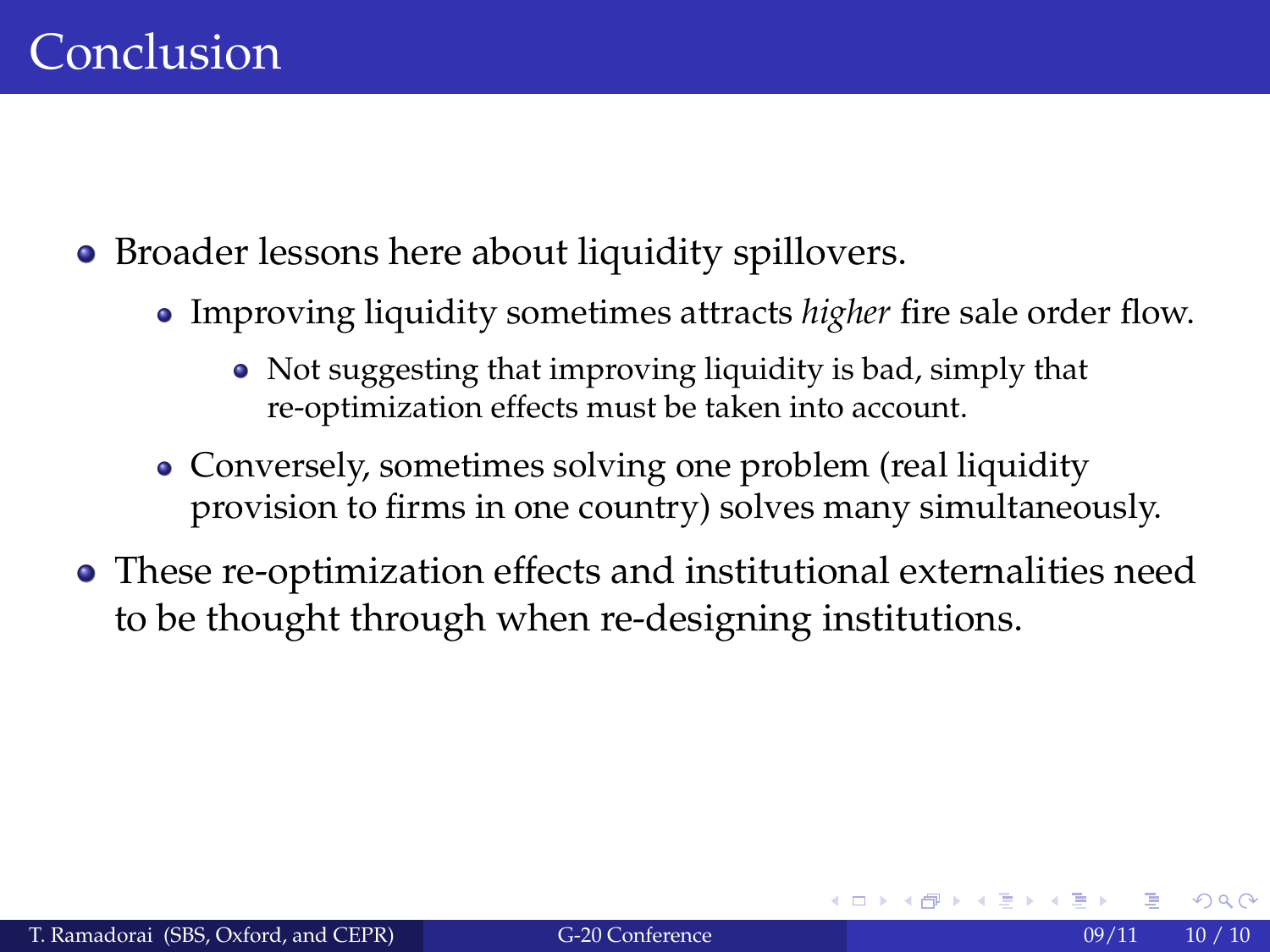# Conclusion

- Broader lessons here about liquidity spillovers.
  - Improving liquidity sometimes attracts *higher* fire sale order flow.
    - Not suggesting that improving liquidity is bad, simply that re-optimization effects must be taken into account.
  - Conversely, sometimes solving one problem (real liquidity provision to firms in one country) solves many simultaneously.
- These re-optimization effects and institutional externalities need to be thought through when re-designing institutions.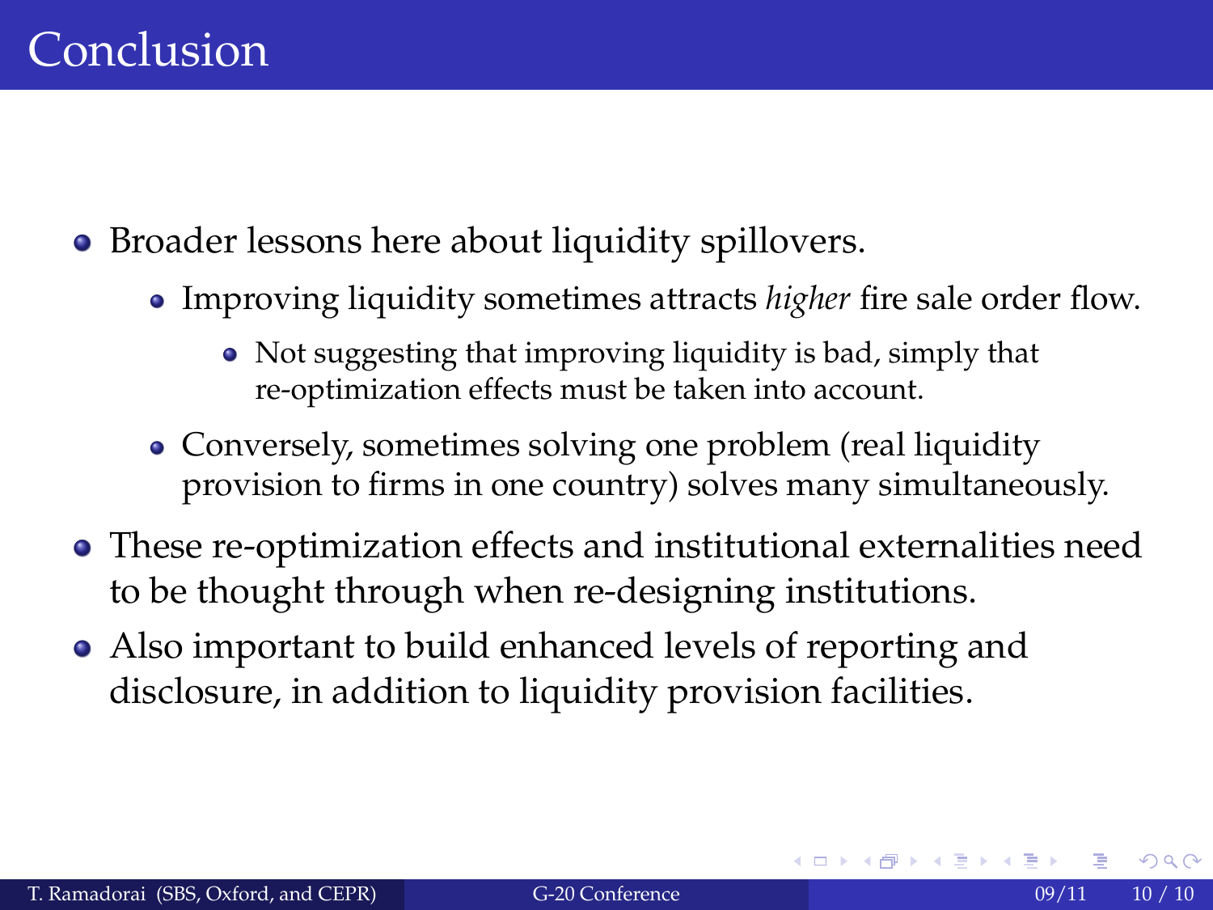# Conclusion

- Broader lessons here about liquidity spillovers.
  - Improving liquidity sometimes attracts *higher* fire sale order flow.
    - Not suggesting that improving liquidity is bad, simply that re-optimization effects must be taken into account.
  - Conversely, sometimes solving one problem (real liquidity provision to firms in one country) solves many simultaneously.
- These re-optimization effects and institutional externalities need to be thought through when re-designing institutions.
- Also important to build enhanced levels of reporting and disclosure, in addition to liquidity provision facilities.